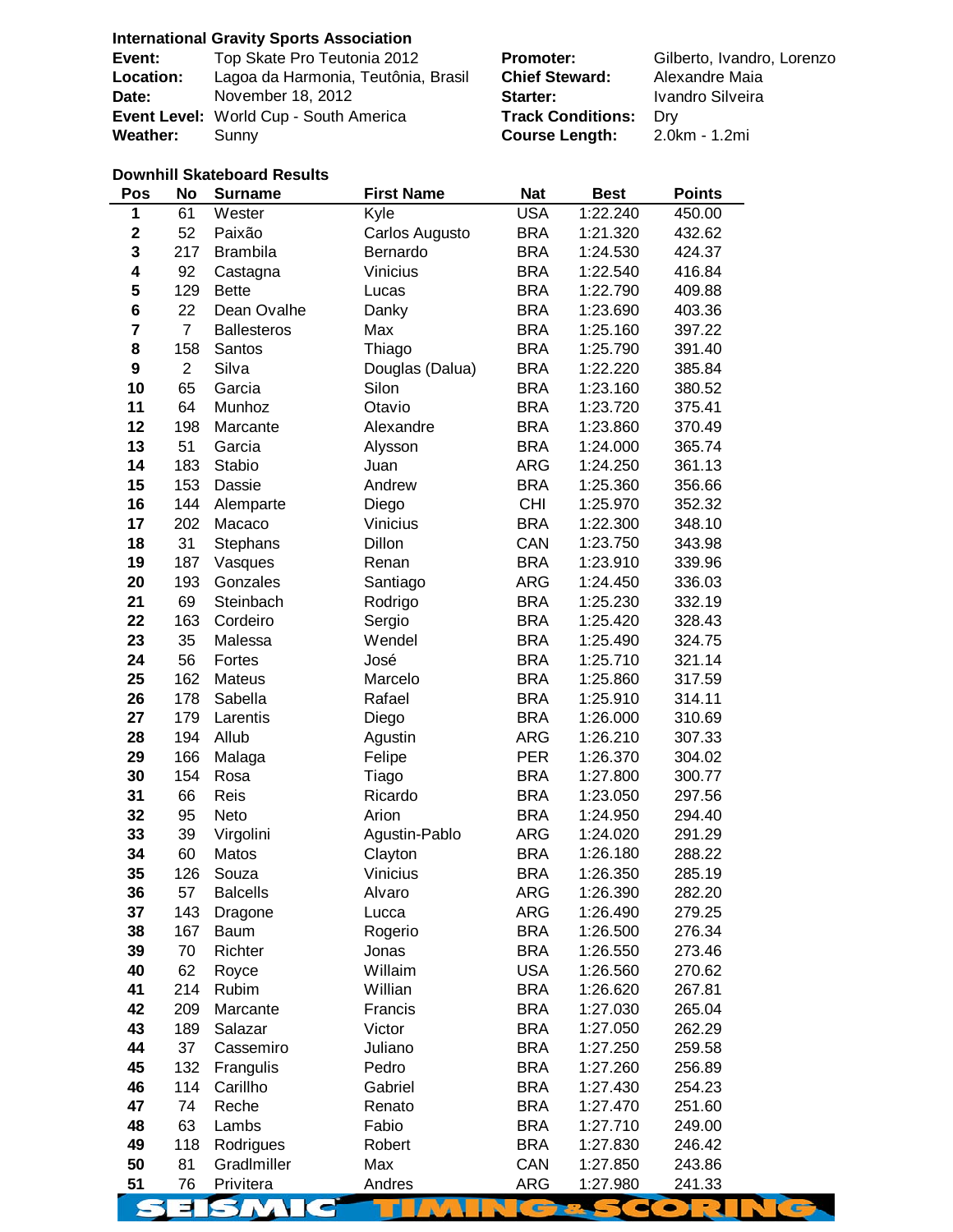**International Gravity Sports Association**

| | | | |
|---|---|---|---|
| **Event:** | Top Skate Pro Teutonia 2012 | **Promoter:** | Gilberto, Ivandro, Lorenzo |
| **Location:** | Lagoa da Harmonia, Teutônia, Brasil | **Chief Steward:** | Alexandre Maia |
| **Date:** | November 18, 2012 | **Starter:** | Ivandro Silveira |
| **Event Level:** | World Cup - South America | **Track Conditions:** | Dry |
| **Weather:** | Sunny | **Course Length:** | 2.0km - 1.2mi |

**Downhill Skateboard Results**

| Pos | No | Surname | First Name | Nat | Best | Points |
|---|---|---|---|---|---|---|
| 1 | 61 | Wester | Kyle | USA | 1:22.240 | 450.00 |
| 2 | 52 | Paixão | Carlos Augusto | BRA | 1:21.320 | 432.62 |
| 3 | 217 | Brambila | Bernardo | BRA | 1:24.530 | 424.37 |
| 4 | 92 | Castagna | Vinicius | BRA | 1:22.540 | 416.84 |
| 5 | 129 | Bette | Lucas | BRA | 1:22.790 | 409.88 |
| 6 | 22 | Dean Ovalhe | Danky | BRA | 1:23.690 | 403.36 |
| 7 | 7 | Ballesteros | Max | BRA | 1:25.160 | 397.22 |
| 8 | 158 | Santos | Thiago | BRA | 1:25.790 | 391.40 |
| 9 | 2 | Silva | Douglas (Dalua) | BRA | 1:22.220 | 385.84 |
| 10 | 65 | Garcia | Silon | BRA | 1:23.160 | 380.52 |
| 11 | 64 | Munhoz | Otavio | BRA | 1:23.720 | 375.41 |
| 12 | 198 | Marcante | Alexandre | BRA | 1:23.860 | 370.49 |
| 13 | 51 | Garcia | Alysson | BRA | 1:24.000 | 365.74 |
| 14 | 183 | Stabio | Juan | ARG | 1:24.250 | 361.13 |
| 15 | 153 | Dassie | Andrew | BRA | 1:25.360 | 356.66 |
| 16 | 144 | Alemparte | Diego | CHI | 1:25.970 | 352.32 |
| 17 | 202 | Macaco | Vinicius | BRA | 1:22.300 | 348.10 |
| 18 | 31 | Stephans | Dillon | CAN | 1:23.750 | 343.98 |
| 19 | 187 | Vasques | Renan | BRA | 1:23.910 | 339.96 |
| 20 | 193 | Gonzales | Santiago | ARG | 1:24.450 | 336.03 |
| 21 | 69 | Steinbach | Rodrigo | BRA | 1:25.230 | 332.19 |
| 22 | 163 | Cordeiro | Sergio | BRA | 1:25.420 | 328.43 |
| 23 | 35 | Malessa | Wendel | BRA | 1:25.490 | 324.75 |
| 24 | 56 | Fortes | José | BRA | 1:25.710 | 321.14 |
| 25 | 162 | Mateus | Marcelo | BRA | 1:25.860 | 317.59 |
| 26 | 178 | Sabella | Rafael | BRA | 1:25.910 | 314.11 |
| 27 | 179 | Larentis | Diego | BRA | 1:26.000 | 310.69 |
| 28 | 194 | Allub | Agustin | ARG | 1:26.210 | 307.33 |
| 29 | 166 | Malaga | Felipe | PER | 1:26.370 | 304.02 |
| 30 | 154 | Rosa | Tiago | BRA | 1:27.800 | 300.77 |
| 31 | 66 | Reis | Ricardo | BRA | 1:23.050 | 297.56 |
| 32 | 95 | Neto | Arion | BRA | 1:24.950 | 294.40 |
| 33 | 39 | Virgolini | Agustin-Pablo | ARG | 1:24.020 | 291.29 |
| 34 | 60 | Matos | Clayton | BRA | 1:26.180 | 288.22 |
| 35 | 126 | Souza | Vinicius | BRA | 1:26.350 | 285.19 |
| 36 | 57 | Balcells | Alvaro | ARG | 1:26.390 | 282.20 |
| 37 | 143 | Dragone | Lucca | ARG | 1:26.490 | 279.25 |
| 38 | 167 | Baum | Rogerio | BRA | 1:26.500 | 276.34 |
| 39 | 70 | Richter | Jonas | BRA | 1:26.550 | 273.46 |
| 40 | 62 | Royce | Willaim | USA | 1:26.560 | 270.62 |
| 41 | 214 | Rubim | Willian | BRA | 1:26.620 | 267.81 |
| 42 | 209 | Marcante | Francis | BRA | 1:27.030 | 265.04 |
| 43 | 189 | Salazar | Victor | BRA | 1:27.050 | 262.29 |
| 44 | 37 | Cassemiro | Juliano | BRA | 1:27.250 | 259.58 |
| 45 | 132 | Frangulis | Pedro | BRA | 1:27.260 | 256.89 |
| 46 | 114 | Carillho | Gabriel | BRA | 1:27.430 | 254.23 |
| 47 | 74 | Reche | Renato | BRA | 1:27.470 | 251.60 |
| 48 | 63 | Lambs | Fabio | BRA | 1:27.710 | 249.00 |
| 49 | 118 | Rodrigues | Robert | BRA | 1:27.830 | 246.42 |
| 50 | 81 | Gradlmiller | Max | CAN | 1:27.850 | 243.86 |
| 51 | 76 | Privitera | Andres | ARG | 1:27.980 | 241.33 |

SEISMIC TIMING & SCORING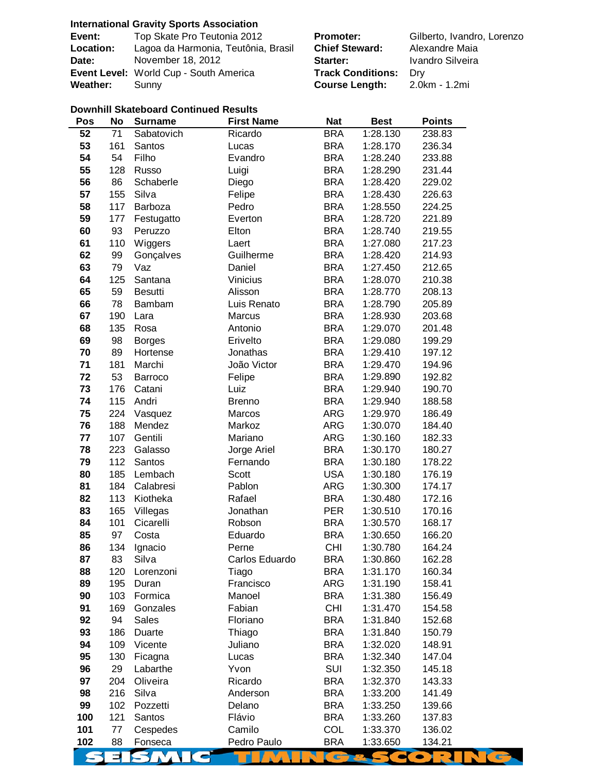**International Gravity Sports Association**

| | | | |
|---|---|---|---|
| **Event:** | Top Skate Pro Teutonia 2012 | **Promoter:** | Gilberto, Ivandro, Lorenzo |
| **Location:** | Lagoa da Harmonia, Teutônia, Brasil | **Chief Steward:** | Alexandre Maia |
| **Date:** | November 18, 2012 | **Starter:** | Ivandro Silveira |
| **Event Level:** | World Cup - South America | **Track Conditions:** | Dry |
| **Weather:** | Sunny | **Course Length:** | 2.0km - 1.2mi |

**Downhill Skateboard Continued Results**

| Pos | No | Surname | First Name | Nat | Best | Points |
|---|---|---|---|---|---|---|
| **52** | 71 | Sabatovich | Ricardo | BRA | 1:28.130 | 238.83 |
| **53** | 161 | Santos | Lucas | BRA | 1:28.170 | 236.34 |
| **54** | 54 | Filho | Evandro | BRA | 1:28.240 | 233.88 |
| **55** | 128 | Russo | Luigi | BRA | 1:28.290 | 231.44 |
| **56** | 86 | Schaberle | Diego | BRA | 1:28.420 | 229.02 |
| **57** | 155 | Silva | Felipe | BRA | 1:28.430 | 226.63 |
| **58** | 117 | Barboza | Pedro | BRA | 1:28.550 | 224.25 |
| **59** | 177 | Festugatto | Everton | BRA | 1:28.720 | 221.89 |
| **60** | 93 | Peruzzo | Elton | BRA | 1:28.740 | 219.55 |
| **61** | 110 | Wiggers | Laert | BRA | 1:27.080 | 217.23 |
| **62** | 99 | Gonçalves | Guilherme | BRA | 1:28.420 | 214.93 |
| **63** | 79 | Vaz | Daniel | BRA | 1:27.450 | 212.65 |
| **64** | 125 | Santana | Vinicius | BRA | 1:28.070 | 210.38 |
| **65** | 59 | Besutti | Alisson | BRA | 1:28.770 | 208.13 |
| **66** | 78 | Bambam | Luis Renato | BRA | 1:28.790 | 205.89 |
| **67** | 190 | Lara | Marcus | BRA | 1:28.930 | 203.68 |
| **68** | 135 | Rosa | Antonio | BRA | 1:29.070 | 201.48 |
| **69** | 98 | Borges | Erivelto | BRA | 1:29.080 | 199.29 |
| **70** | 89 | Hortense | Jonathas | BRA | 1:29.410 | 197.12 |
| **71** | 181 | Marchi | João Victor | BRA | 1:29.470 | 194.96 |
| **72** | 53 | Barroco | Felipe | BRA | 1:29.890 | 192.82 |
| **73** | 176 | Catani | Luiz | BRA | 1:29.940 | 190.70 |
| **74** | 115 | Andri | Brenno | BRA | 1:29.940 | 188.58 |
| **75** | 224 | Vasquez | Marcos | ARG | 1:29.970 | 186.49 |
| **76** | 188 | Mendez | Markoz | ARG | 1:30.070 | 184.40 |
| **77** | 107 | Gentili | Mariano | ARG | 1:30.160 | 182.33 |
| **78** | 223 | Galasso | Jorge Ariel | BRA | 1:30.170 | 180.27 |
| **79** | 112 | Santos | Fernando | BRA | 1:30.180 | 178.22 |
| **80** | 185 | Lembach | Scott | USA | 1:30.180 | 176.19 |
| **81** | 184 | Calabresi | Pablon | ARG | 1:30.300 | 174.17 |
| **82** | 113 | Kiotheka | Rafael | BRA | 1:30.480 | 172.16 |
| **83** | 165 | Villegas | Jonathan | PER | 1:30.510 | 170.16 |
| **84** | 101 | Cicarelli | Robson | BRA | 1:30.570 | 168.17 |
| **85** | 97 | Costa | Eduardo | BRA | 1:30.650 | 166.20 |
| **86** | 134 | Ignacio | Perne | CHI | 1:30.780 | 164.24 |
| **87** | 83 | Silva | Carlos Eduardo | BRA | 1:30.860 | 162.28 |
| **88** | 120 | Lorenzoni | Tiago | BRA | 1:31.170 | 160.34 |
| **89** | 195 | Duran | Francisco | ARG | 1:31.190 | 158.41 |
| **90** | 103 | Formica | Manoel | BRA | 1:31.380 | 156.49 |
| **91** | 169 | Gonzales | Fabian | CHI | 1:31.470 | 154.58 |
| **92** | 94 | Sales | Floriano | BRA | 1:31.840 | 152.68 |
| **93** | 186 | Duarte | Thiago | BRA | 1:31.840 | 150.79 |
| **94** | 109 | Vicente | Juliano | BRA | 1:32.020 | 148.91 |
| **95** | 130 | Ficagna | Lucas | BRA | 1:32.340 | 147.04 |
| **96** | 29 | Labarthe | Yvon | SUI | 1:32.350 | 145.18 |
| **97** | 204 | Oliveira | Ricardo | BRA | 1:32.370 | 143.33 |
| **98** | 216 | Silva | Anderson | BRA | 1:33.200 | 141.49 |
| **99** | 102 | Pozzetti | Delano | BRA | 1:33.250 | 139.66 |
| **100** | 121 | Santos | Flávio | BRA | 1:33.260 | 137.83 |
| **101** | 77 | Cespedes | Camilo | COL | 1:33.370 | 136.02 |
| **102** | 88 | Fonseca | Pedro Paulo | BRA | 1:33.650 | 134.21 |

SEISMIC TIMING & SCORING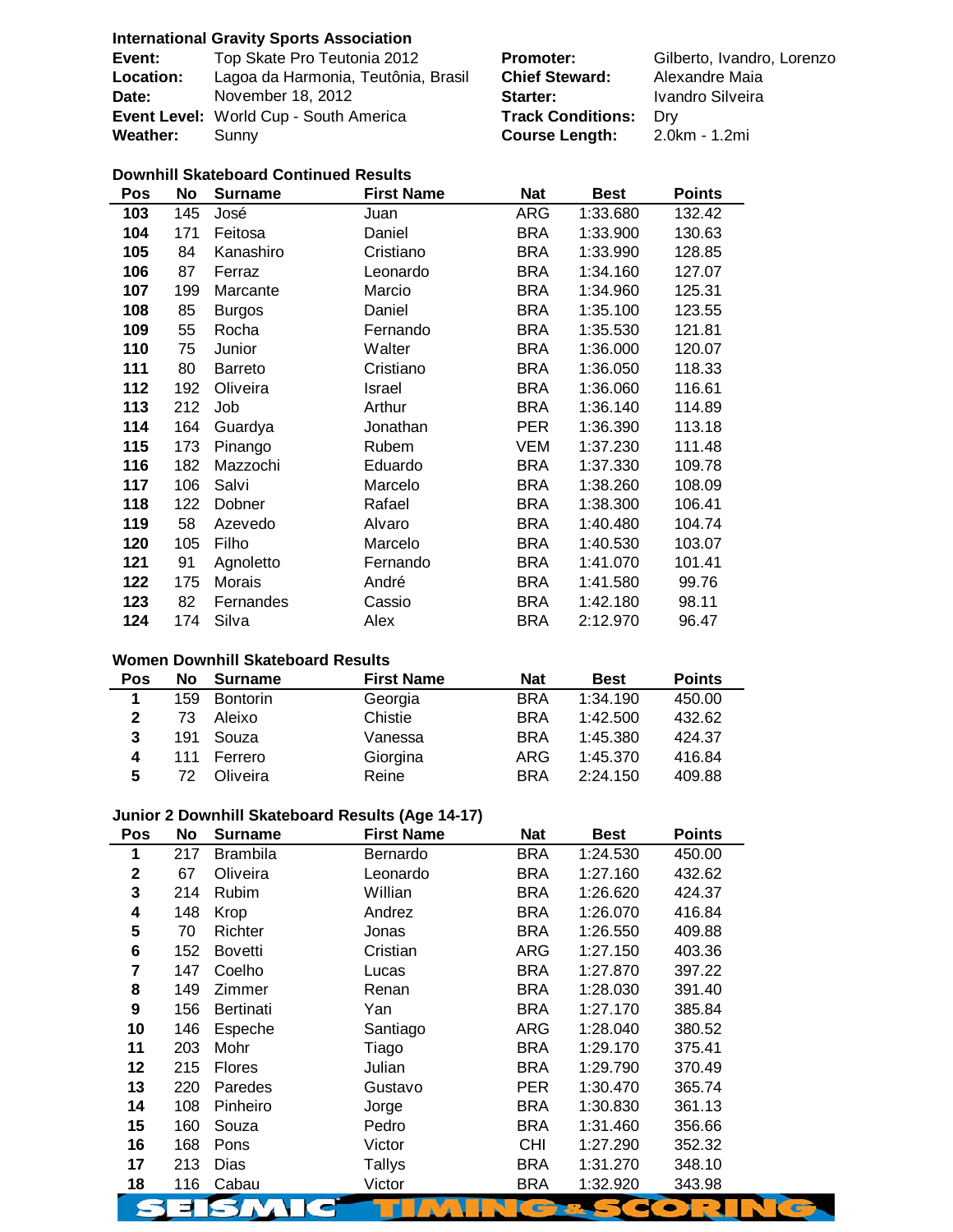**International Gravity Sports Association**

| | | | |
|---|---|---|---|
| **Event:** | Top Skate Pro Teutonia 2012 | **Promoter:** | Gilberto, Ivandro, Lorenzo |
| **Location:** | Lagoa da Harmonia, Teutônia, Brasil | **Chief Steward:** | Alexandre Maia |
| **Date:** | November 18, 2012 | **Starter:** | Ivandro Silveira |
| **Event Level:** | World Cup - South America | **Track Conditions:** | Dry |
| **Weather:** | Sunny | **Course Length:** | 2.0km - 1.2mi |

### Downhill Skateboard Continued Results

| Pos | No | Surname | First Name | Nat | Best | Points |
|---|---|---|---|---|---|---|
| 103 | 145 | José | Juan | ARG | 1:33.680 | 132.42 |
| 104 | 171 | Feitosa | Daniel | BRA | 1:33.900 | 130.63 |
| 105 | 84 | Kanashiro | Cristiano | BRA | 1:33.990 | 128.85 |
| 106 | 87 | Ferraz | Leonardo | BRA | 1:34.160 | 127.07 |
| 107 | 199 | Marcante | Marcio | BRA | 1:34.960 | 125.31 |
| 108 | 85 | Burgos | Daniel | BRA | 1:35.100 | 123.55 |
| 109 | 55 | Rocha | Fernando | BRA | 1:35.530 | 121.81 |
| 110 | 75 | Junior | Walter | BRA | 1:36.000 | 120.07 |
| 111 | 80 | Barreto | Cristiano | BRA | 1:36.050 | 118.33 |
| 112 | 192 | Oliveira | Israel | BRA | 1:36.060 | 116.61 |
| 113 | 212 | Job | Arthur | BRA | 1:36.140 | 114.89 |
| 114 | 164 | Guardya | Jonathan | PER | 1:36.390 | 113.18 |
| 115 | 173 | Pinango | Rubem | VEM | 1:37.230 | 111.48 |
| 116 | 182 | Mazzochi | Eduardo | BRA | 1:37.330 | 109.78 |
| 117 | 106 | Salvi | Marcelo | BRA | 1:38.260 | 108.09 |
| 118 | 122 | Dobner | Rafael | BRA | 1:38.300 | 106.41 |
| 119 | 58 | Azevedo | Alvaro | BRA | 1:40.480 | 104.74 |
| 120 | 105 | Filho | Marcelo | BRA | 1:40.530 | 103.07 |
| 121 | 91 | Agnoletto | Fernando | BRA | 1:41.070 | 101.41 |
| 122 | 175 | Morais | André | BRA | 1:41.580 | 99.76 |
| 123 | 82 | Fernandes | Cassio | BRA | 1:42.180 | 98.11 |
| 124 | 174 | Silva | Alex | BRA | 2:12.970 | 96.47 |

### Women Downhill Skateboard Results

| Pos | No | Surname | First Name | Nat | Best | Points |
|---|---|---|---|---|---|---|
| 1 | 159 | Bontorin | Georgia | BRA | 1:34.190 | 450.00 |
| 2 | 73 | Aleixo | Chistie | BRA | 1:42.500 | 432.62 |
| 3 | 191 | Souza | Vanessa | BRA | 1:45.380 | 424.37 |
| 4 | 111 | Ferrero | Giorgina | ARG | 1:45.370 | 416.84 |
| 5 | 72 | Oliveira | Reine | BRA | 2:24.150 | 409.88 |

### Junior 2 Downhill Skateboard Results (Age 14-17)

| Pos | No | Surname | First Name | Nat | Best | Points |
|---|---|---|---|---|---|---|
| 1 | 217 | Brambila | Bernardo | BRA | 1:24.530 | 450.00 |
| 2 | 67 | Oliveira | Leonardo | BRA | 1:27.160 | 432.62 |
| 3 | 214 | Rubim | Willian | BRA | 1:26.620 | 424.37 |
| 4 | 148 | Krop | Andrez | BRA | 1:26.070 | 416.84 |
| 5 | 70 | Richter | Jonas | BRA | 1:26.550 | 409.88 |
| 6 | 152 | Bovetti | Cristian | ARG | 1:27.150 | 403.36 |
| 7 | 147 | Coelho | Lucas | BRA | 1:27.870 | 397.22 |
| 8 | 149 | Zimmer | Renan | BRA | 1:28.030 | 391.40 |
| 9 | 156 | Bertinati | Yan | BRA | 1:27.170 | 385.84 |
| 10 | 146 | Espeche | Santiago | ARG | 1:28.040 | 380.52 |
| 11 | 203 | Mohr | Tiago | BRA | 1:29.170 | 375.41 |
| 12 | 215 | Flores | Julian | BRA | 1:29.790 | 370.49 |
| 13 | 220 | Paredes | Gustavo | PER | 1:30.470 | 365.74 |
| 14 | 108 | Pinheiro | Jorge | BRA | 1:30.830 | 361.13 |
| 15 | 160 | Souza | Pedro | BRA | 1:31.460 | 356.66 |
| 16 | 168 | Pons | Victor | CHI | 1:27.290 | 352.32 |
| 17 | 213 | Dias | Tallys | BRA | 1:31.270 | 348.10 |
| 18 | 116 | Cabau | Victor | BRA | 1:32.920 | 343.98 |

SEISMIC TIMING & SCORING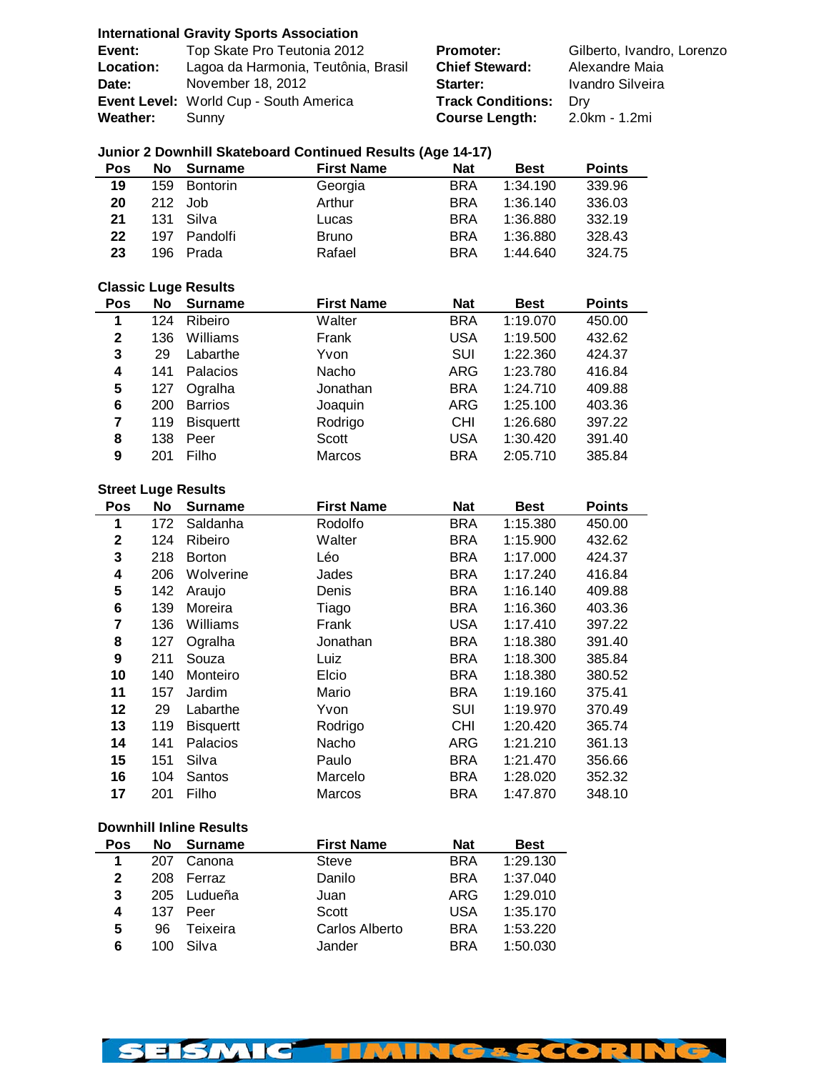**International Gravity Sports Association**

| | | | |
|---|---|---|---|
| **Event:** | Top Skate Pro Teutonia 2012 | **Promoter:** | Gilberto, Ivandro, Lorenzo |
| **Location:** | Lagoa da Harmonia, Teutônia, Brasil | **Chief Steward:** | Alexandre Maia |
| **Date:** | November 18, 2012 | **Starter:** | Ivandro Silveira |
| **Event Level:** | World Cup - South America | **Track Conditions:** | Dry |
| **Weather:** | Sunny | **Course Length:** | 2.0km - 1.2mi |

### Junior 2 Downhill Skateboard Continued Results (Age 14-17)

| Pos | No | Surname | First Name | Nat | Best | Points |
|---|---|---|---|---|---|---|
| 19 | 159 | Bontorin | Georgia | BRA | 1:34.190 | 339.96 |
| 20 | 212 | Job | Arthur | BRA | 1:36.140 | 336.03 |
| 21 | 131 | Silva | Lucas | BRA | 1:36.880 | 332.19 |
| 22 | 197 | Pandolfi | Bruno | BRA | 1:36.880 | 328.43 |
| 23 | 196 | Prada | Rafael | BRA | 1:44.640 | 324.75 |

### Classic Luge Results

| Pos | No | Surname | First Name | Nat | Best | Points |
|---|---|---|---|---|---|---|
| 1 | 124 | Ribeiro | Walter | BRA | 1:19.070 | 450.00 |
| 2 | 136 | Williams | Frank | USA | 1:19.500 | 432.62 |
| 3 | 29 | Labarthe | Yvon | SUI | 1:22.360 | 424.37 |
| 4 | 141 | Palacios | Nacho | ARG | 1:23.780 | 416.84 |
| 5 | 127 | Ogralha | Jonathan | BRA | 1:24.710 | 409.88 |
| 6 | 200 | Barrios | Joaquin | ARG | 1:25.100 | 403.36 |
| 7 | 119 | Bisquertt | Rodrigo | CHI | 1:26.680 | 397.22 |
| 8 | 138 | Peer | Scott | USA | 1:30.420 | 391.40 |
| 9 | 201 | Filho | Marcos | BRA | 2:05.710 | 385.84 |

### Street Luge Results

| Pos | No | Surname | First Name | Nat | Best | Points |
|---|---|---|---|---|---|---|
| 1 | 172 | Saldanha | Rodolfo | BRA | 1:15.380 | 450.00 |
| 2 | 124 | Ribeiro | Walter | BRA | 1:15.900 | 432.62 |
| 3 | 218 | Borton | Léo | BRA | 1:17.000 | 424.37 |
| 4 | 206 | Wolverine | Jades | BRA | 1:17.240 | 416.84 |
| 5 | 142 | Araujo | Denis | BRA | 1:16.140 | 409.88 |
| 6 | 139 | Moreira | Tiago | BRA | 1:16.360 | 403.36 |
| 7 | 136 | Williams | Frank | USA | 1:17.410 | 397.22 |
| 8 | 127 | Ogralha | Jonathan | BRA | 1:18.380 | 391.40 |
| 9 | 211 | Souza | Luiz | BRA | 1:18.300 | 385.84 |
| 10 | 140 | Monteiro | Elcio | BRA | 1:18.380 | 380.52 |
| 11 | 157 | Jardim | Mario | BRA | 1:19.160 | 375.41 |
| 12 | 29 | Labarthe | Yvon | SUI | 1:19.970 | 370.49 |
| 13 | 119 | Bisquertt | Rodrigo | CHI | 1:20.420 | 365.74 |
| 14 | 141 | Palacios | Nacho | ARG | 1:21.210 | 361.13 |
| 15 | 151 | Silva | Paulo | BRA | 1:21.470 | 356.66 |
| 16 | 104 | Santos | Marcelo | BRA | 1:28.020 | 352.32 |
| 17 | 201 | Filho | Marcos | BRA | 1:47.870 | 348.10 |

### Downhill Inline Results

| Pos | No | Surname | First Name | Nat | Best |
|---|---|---|---|---|---|
| 1 | 207 | Canona | Steve | BRA | 1:29.130 |
| 2 | 208 | Ferraz | Danilo | BRA | 1:37.040 |
| 3 | 205 | Ludueña | Juan | ARG | 1:29.010 |
| 4 | 137 | Peer | Scott | USA | 1:35.170 |
| 5 | 96 | Teixeira | Carlos Alberto | BRA | 1:53.220 |
| 6 | 100 | Silva | Jander | BRA | 1:50.030 |

SEISMIC TIMING & SCORING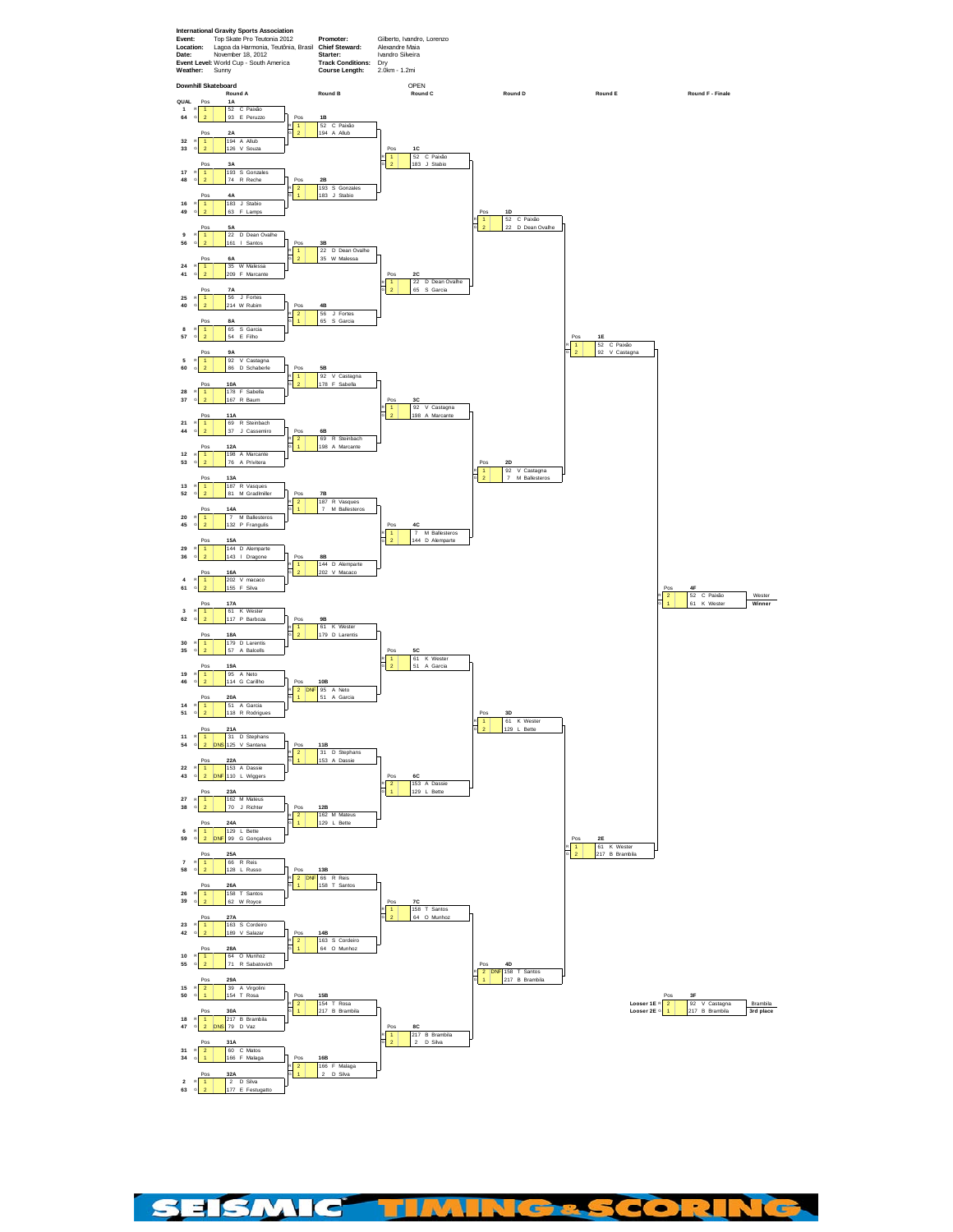**International Gravity Sports Association**

| | | | |
|---|---|---|---|
| **Event:** | Top Skate Pro Teutonia 2012 | **Promoter:** | Gilberto, Ivandro, Lorenzo |
| **Location:** | Lagoa da Harmonia, Teutônia, Brasil | **Chief Steward:** | Alexandre Maia |
| **Date:** | November 18, 2012 | **Starter:** | Ivandro Silveira |
| **Event Level:** | World Cup - South America | **Track Conditions:** | Dry |
| **Weather:** | Sunny | **Course Length:** | 2.0km - 1.2mi |

## Downhill Skateboard — OPEN

### Round A

| Heat | QUAL | Lane | Pos | Rider |
|---|---|---|---|---|
| 1A | 1 | R | 1 | 52 C Paixão |
| 1A | 64 | G | 2 | 93 E Peruzzo |
| 2A | 32 | R | 1 | 194 A Allub |
| 2A | 33 | G | 2 | 126 V Souza |
| 3A | 17 | R | 1 | 193 S Gonzales |
| 3A | 48 | G | 2 | 74 R Reche |
| 4A | 16 | R | 1 | 183 J Stabio |
| 4A | 49 | G | 2 | 63 F Lamps |
| 5A | 9 | R | 1 | 22 D Dean Ovalhe |
| 5A | 56 | G | 2 | 161 I Santos |
| 6A | 24 | R | 1 | 35 W Malessa |
| 6A | 41 | G | 2 | 209 F Marcante |
| 7A | 25 | R | 1 | 56 J Fortes |
| 7A | 40 | G | 2 | 214 W Rubim |
| 8A | 8 | R | 1 | 65 S Garcia |
| 8A | 57 | G | 2 | 54 E Filho |
| 9A | 5 | R | 1 | 92 V Castagna |
| 9A | 60 | G | 2 | 86 D Schaberle |
| 10A | 28 | R | 1 | 178 F Sabella |
| 10A | 37 | G | 2 | 167 R Baum |
| 11A | 21 | R | 1 | 69 R Steinbach |
| 11A | 44 | G | 2 | 37 J Cassemiro |
| 12A | 12 | R | 1 | 198 A Marcante |
| 12A | 53 | G | 2 | 76 A Privitera |
| 13A | 13 | R | 1 | 187 R Vasques |
| 13A | 52 | G | 2 | 81 M Gradlmiller |
| 14A | 20 | R | 1 | 7 M Ballesteros |
| 14A | 45 | G | 2 | 132 P Frangulis |
| 15A | 29 | R | 1 | 144 D Alemparte |
| 15A | 36 | G | 2 | 143 I Dragone |
| 16A | 4 | R | 1 | 202 V macaco |
| 16A | 61 | G | 2 | 155 F Silva |
| 17A | 3 | R | 1 | 61 K Wester |
| 17A | 62 | G | 2 | 117 P Barboza |
| 18A | 30 | R | 1 | 179 D Larentis |
| 18A | 35 | G | 2 | 57 A Balcells |
| 19A | 19 | R | 1 | 95 A Neto |
| 19A | 46 | G | 2 | 114 G Carilho |
| 20A | 14 | R | 1 | 51 A Garcia |
| 20A | 51 | G | 2 | 118 R Rodrigues |
| 21A | 11 | R | 1 | 31 D Stephans |
| 21A | 54 | G | 2 DNS | 125 V Santana |
| 22A | 22 | R | 1 | 153 A Dassie |
| 22A | 43 | G | 2 DNF | 110 L Wiggers |
| 23A | 27 | R | 1 | 162 M Mateus |
| 23A | 38 | G | 2 | 70 J Richter |
| 24A | 6 | R | 1 | 129 L Bette |
| 24A | 59 | G | 2 DNF | 99 G Gonçalves |
| 25A | 7 | R | 1 | 66 R Reis |
| 25A | 58 | G | 2 | 128 L Russo |
| 26A | 26 | R | 1 | 158 T Santos |
| 26A | 39 | G | 2 | 62 W Royce |
| 27A | 23 | R | 1 | 163 S Cordeiro |
| 27A | 42 | G | 2 | 189 V Salazar |
| 28A | 10 | R | 1 | 64 O Munhoz |
| 28A | 55 | G | 2 | 71 R Sabatovich |
| 29A | 15 | R | 2 | 39 A Virgolini |
| 29A | 50 | G | 1 | 154 T Rosa |
| 30A | 18 | R | 1 | 217 B Brambila |
| 30A | 47 | G | 2 DNS | 79 D Vaz |
| 31A | 31 | R | 2 | 60 C Matos |
| 31A | 34 | G | 1 | 166 F Malaga |
| 32A | 2 | R | 1 | 2 D Silva |
| 32A | 63 | G | 2 | 177 E Festugatto |

### Round B

| Heat | Lane | Pos | Rider |
|---|---|---|---|
| 1B | R | 1 | 52 C Paixão |
| 1B | G | 2 | 194 A Allub |
| 2B | R | 2 | 193 S Gonzales |
| 2B | G | 1 | 183 J Stabio |
| 3B | R | 1 | 22 D Dean Ovalhe |
| 3B | G | 2 | 35 W Malessa |
| 4B | R | 2 | 56 J Fortes |
| 4B | G | 1 | 65 S Garcia |
| 5B | R | 1 | 92 V Castagna |
| 5B | G | 2 | 178 F Sabella |
| 6B | R | 2 | 69 R Steinbach |
| 6B | G | 1 | 198 A Marcante |
| 7B | R | 2 | 187 R Vasques |
| 7B | G | 1 | 7 M Ballesteros |
| 8B | R | 1 | 144 D Alemparte |
| 8B | G | 2 | 202 V Macaco |
| 9B | R | 1 | 61 K Wester |
| 9B | G | 2 | 179 D Larentis |
| 10B | R | 2 DNF | 95 A Neto |
| 10B | G | 1 | 51 A Garcia |
| 11B | R | 2 | 31 D Stephans |
| 11B | G | 1 | 153 A Dassie |
| 12B | R | 2 | 162 M Mateus |
| 12B | G | 1 | 129 L Bette |
| 13B | R | 2 DNF | 66 R Reis |
| 13B | G | 1 | 158 T Santos |
| 14B | R | 2 | 163 S Cordeiro |
| 14B | G | 1 | 64 O Munhoz |
| 15B | R | 2 | 154 T Rosa |
| 15B | G | 1 | 217 B Brambila |
| 16B | R | 2 | 166 F Malaga |
| 16B | G | 1 | 2 D Silva |

### Round C

| Heat | Lane | Pos | Rider |
|---|---|---|---|
| 1C | R | 1 | 52 C Paixão |
| 1C | G | 2 | 183 J Stabio |
| 2C | R | 1 | 22 D Dean Ovalhe |
| 2C | G | 2 | 65 S Garcia |
| 3C | R | 1 | 92 V Castagna |
| 3C | G | 2 | 198 A Marcante |
| 4C | R | 1 | 7 M Ballesteros |
| 4C | G | 2 | 144 D Alemparte |
| 5C | R | 1 | 61 K Wester |
| 5C | G | 2 | 51 A Garcia |
| 6C | R | 2 | 153 A Dassie |
| 6C | G | 1 | 129 L Bette |
| 7C | R | 1 | 158 T Santos |
| 7C | G | 2 | 64 O Munhoz |
| 8C | R | 1 | 217 B Brambila |
| 8C | G | 2 | 2 D Silva |

### Round D

| Heat | Lane | Pos | Rider |
|---|---|---|---|
| 1D | R | 1 | 52 C Paixão |
| 1D | G | 2 | 22 D Dean Ovalhe |
| 2D | R | 1 | 92 V Castagna |
| 2D | G | 2 | 7 M Ballesteros |
| 3D | R | 1 | 61 K Wester |
| 3D | G | 2 | 129 L Bette |
| 4D | R | 2 DNF | 158 T Santos |
| 4D | G | 1 | 217 B Brambila |

### Round E

| Heat | Lane | Pos | Rider |
|---|---|---|---|
| 1E | R | 1 | 52 C Paixão |
| 1E | G | 2 | 92 V Castagna |
| 2E | R | 1 | 61 K Wester |
| 2E | G | 2 | 217 B Brambila |

### Round F - Finale

| Heat | Lane | Pos | Rider | Result |
|---|---|---|---|---|
| 4F | R | 2 | 52 C Paixão | Wester |
| 4F | G | 1 | 61 K Wester | **Winner** |
| 3F (Looser 1E) | R | 2 | 92 V Castagna | Brambila |
| 3F (Looser 2E) | G | 1 | 217 B Brambila | **3rd place** |

SEISMIC TIMING & SCORING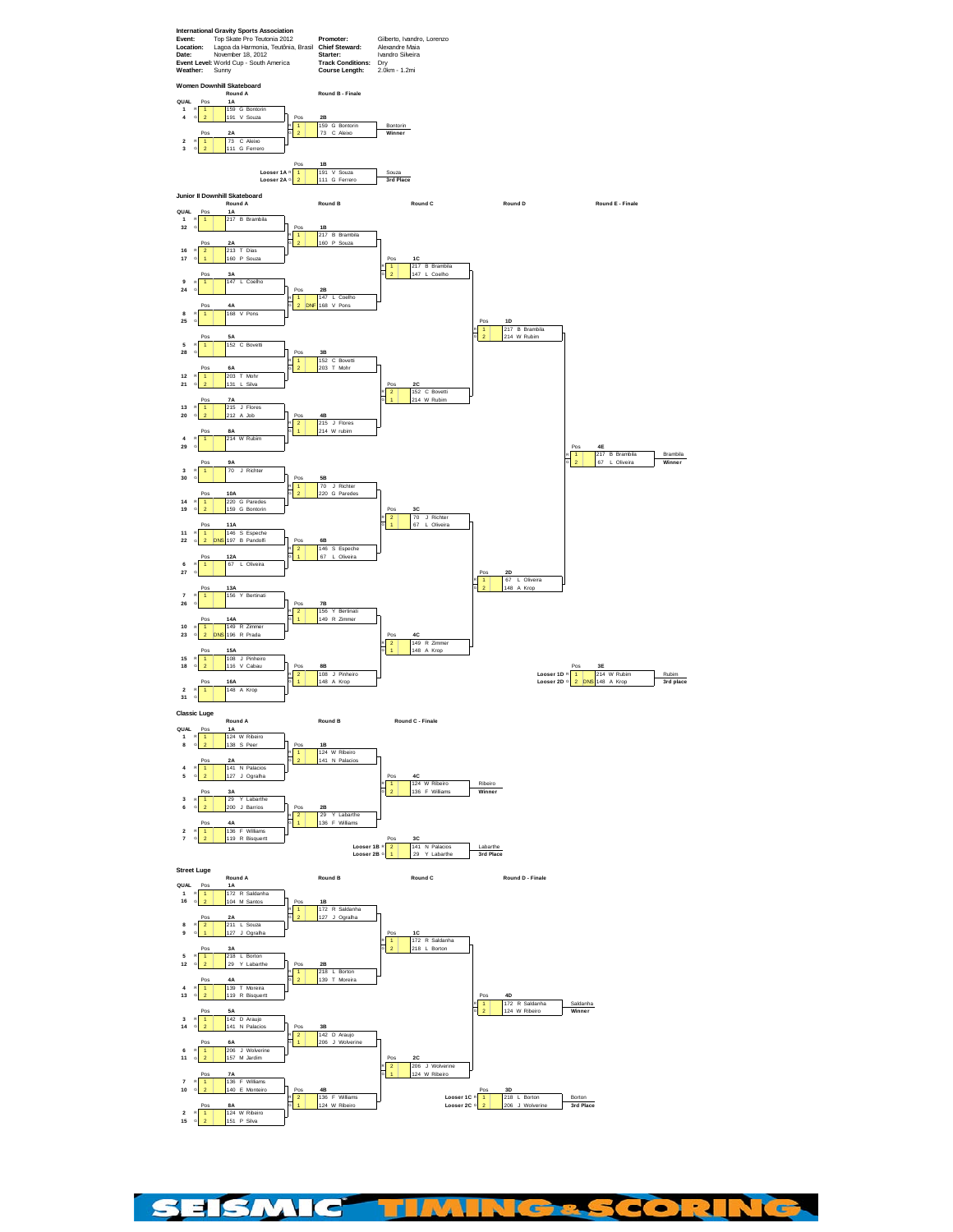**International Gravity Sports Association**

| | | | |
|---|---|---|---|
| **Event:** | Top Skate Pro Teutonia 2012 | **Promoter:** | Gilberto, Ivandro, Lorenzo |
| **Location:** | Lagoa da Harmonia, Teutônia, Brasil | **Chief Steward:** | Alexandre Maia |
| **Date:** | November 18, 2012 | **Starter:** | Ivandro Silveira |
| **Event Level:** | World Cup - South America | **Track Conditions:** | Dry |
| **Weather:** | Sunny | **Course Length:** | 2.0km - 1.2mi |

## Women Downhill Skateboard

### Round A

| QUAL | Heat | Pos | # | Name |
|---|---|---|---|---|
| 1 | 1A | 1 | 159 | G Bontorin |
| 4 | 1A | 2 | 191 | V Souza |
| 2 | 2A | 1 | 73 | C Aleixo |
| 3 | 2A | 2 | 111 | G Ferrero |

### Round B - Finale

| Heat | Pos | # | Name | Result |
|---|---|---|---|---|
| 2B | 1 | 159 | G Bontorin | Bontorin **Winner** |
| 2B | 2 | 73 | C Aleixo | |
| 1B (Looser 1A) | 1 | 191 | V Souza | Souza **3rd Place** |
| 1B (Looser 2A) | 2 | 111 | G Ferrero | |

## Junior II Downhill Skateboard

### Round A

| QUAL | Heat | Pos | # | Name |
|---|---|---|---|---|
| 1 | 1A | 1 | 217 | B Brambila |
| 32 | 1A | | | |
| 16 | 2A | 2 | 213 | T Dias |
| 17 | 2A | 1 | 160 | P Souza |
| 9 | 3A | 1 | 147 | L Coelho |
| 24 | 3A | | | |
| 8 | 4A | 1 | 168 | V Pons |
| 25 | 4A | | | |
| 5 | 5A | 1 | 152 | C Bovetti |
| 28 | 5A | | | |
| 12 | 6A | 1 | 203 | T Mohr |
| 21 | 6A | 2 | 131 | L Silva |
| 13 | 7A | 1 | 215 | J Flores |
| 20 | 7A | 2 | 212 | A Job |
| 4 | 8A | 1 | 214 | W Rubim |
| 29 | 8A | | | |
| 3 | 9A | 1 | 70 | J Richter |
| 30 | 9A | | | |
| 14 | 10A | 1 | 220 | G Paredes |
| 19 | 10A | 2 | 159 | G Bontorin |
| 11 | 11A | 1 | 146 | S Espeche |
| 22 | 11A | 2 DNS | 197 | B Pandolfi |
| 6 | 12A | 1 | 67 | L Oliveira |
| 27 | 12A | | | |
| 7 | 13A | 1 | 156 | Y Bertinati |
| 26 | 13A | | | |
| 10 | 14A | 1 | 149 | R Zimmer |
| 23 | 14A | 2 DNS | 196 | R Prada |
| 15 | 15A | 1 | 108 | J Pinheiro |
| 18 | 15A | 2 | 116 | V Cabau |
| 2 | 16A | 1 | 148 | A Krop |
| 31 | 16A | | | |

### Round B

| Heat | Pos | # | Name |
|---|---|---|---|
| 1B | 1 | 217 | B Brambila |
| 1B | 2 | 160 | P Souza |
| 2B | 1 | 147 | L Coelho |
| 2B | 2 DNF | 168 | V Pons |
| 3B | 1 | 152 | C Bovetti |
| 3B | 2 | 203 | T Mohr |
| 4B | 2 | 215 | J Flores |
| 4B | 1 | 214 | W rubim |
| 5B | 1 | 70 | J Richter |
| 5B | 2 | 220 | G Paredes |
| 6B | 2 | 146 | S Espeche |
| 6B | 1 | 67 | L Oliveira |
| 7B | 2 | 156 | Y Bertinati |
| 7B | 1 | 149 | R Zimmer |
| 8B | 2 | 108 | J Pinheiro |
| 8B | 1 | 148 | A Krop |

### Round C

| Heat | Pos | # | Name |
|---|---|---|---|
| 1C | 1 | 217 | B Brambila |
| 1C | 2 | 147 | L Coelho |
| 2C | 2 | 152 | C Bovetti |
| 2C | 1 | 214 | W Rubim |
| 3C | 2 | 70 | J Richter |
| 3C | 1 | 67 | L Oliveira |
| 4C | 2 | 149 | R Zimmer |
| 4C | 1 | 148 | A Krop |

### Round D

| Heat | Pos | # | Name |
|---|---|---|---|
| 1D | 1 | 217 | B Brambila |
| 1D | 2 | 214 | W Rubim |
| 2D | 1 | 67 | L Oliveira |
| 2D | 2 | 148 | A Krop |

### Round E - Finale

| Heat | Pos | # | Name | Result |
|---|---|---|---|---|
| 4E | 1 | 217 | B Brambila | Brambila **Winner** |
| 4E | 2 | 67 | L Oliveira | |
| 3E (Looser 1D) | 1 | 214 | W Rubim | Rubim **3rd place** |
| 3E (Looser 2D) | 2 DNS | 148 | A Krop | |

## Classic Luge

### Round A

| QUAL | Heat | Pos | # | Name |
|---|---|---|---|---|
| 1 | 1A | 1 | 124 | W Ribeiro |
| 8 | 1A | 2 | 138 | S Peer |
| 4 | 2A | 1 | 141 | N Palacios |
| 5 | 2A | 2 | 127 | J Ogralha |
| 3 | 3A | 1 | 29 | Y Labarthe |
| 6 | 3A | 2 | 200 | J Barrios |
| 2 | 4A | 1 | 136 | F Williams |
| 7 | 4A | 2 | 119 | R Bisquertt |

### Round B

| Heat | Pos | # | Name |
|---|---|---|---|
| 1B | 1 | 124 | W Ribeiro |
| 1B | 2 | 141 | N Palacios |
| 2B | 2 | 29 | Y Labarthe |
| 2B | 1 | 136 | F Williams |

### Round C - Finale

| Heat | Pos | # | Name | Result |
|---|---|---|---|---|
| 4C | 1 | 124 | W Ribeiro | Ribeiro **Winner** |
| 4C | 2 | 136 | F Williams | |
| 3C (Looser 1B) | 2 | 141 | N Palacios | Labarthe **3rd Place** |
| 3C (Looser 2B) | 1 | 29 | Y Labarthe | |

## Street Luge

### Round A

| QUAL | Heat | Pos | # | Name |
|---|---|---|---|---|
| 1 | 1A | 1 | 172 | R Saldanha |
| 16 | 1A | 2 | 104 | M Santos |
| 8 | 2A | 2 | 211 | L Souza |
| 9 | 2A | 1 | 127 | J Ogralha |
| 5 | 3A | 1 | 218 | L Borton |
| 12 | 3A | 2 | 29 | Y Labarthe |
| 4 | 4A | 1 | 139 | T Moreira |
| 13 | 4A | 2 | 119 | R Bisquertt |
| 3 | 5A | 1 | 142 | D Araujo |
| 14 | 5A | 2 | 141 | N Palacios |
| 6 | 6A | 1 | 206 | J Wolverine |
| 11 | 6A | 2 | 157 | M Jardim |
| 7 | 7A | 1 | 136 | F Williams |
| 10 | 7A | 2 | 140 | E Monteiro |
| 2 | 8A | 1 | 124 | W Ribeiro |
| 15 | 8A | 2 | 151 | P Silva |

### Round B

| Heat | Pos | # | Name |
|---|---|---|---|
| 1B | 1 | 172 | R Saldanha |
| 1B | 2 | 127 | J Ogralha |
| 2B | 1 | 218 | L Borton |
| 2B | 2 | 139 | T Moreira |
| 3B | 2 | 142 | D Araujo |
| 3B | 1 | 206 | J Wolverine |
| 4B | 2 | 136 | F Williams |
| 4B | 1 | 124 | W Ribeiro |

### Round C

| Heat | Pos | # | Name |
|---|---|---|---|
| 1C | 1 | 172 | R Saldanha |
| 1C | 2 | 218 | L Borton |
| 2C | 2 | 206 | J Wolverine |
| 2C | 1 | 124 | W Ribeiro |

### Round D - Finale

| Heat | Pos | # | Name | Result |
|---|---|---|---|---|
| 4D | 1 | 172 | R Saldanha | Saldanha **Winner** |
| 4D | 2 | 124 | W Ribeiro | |
| 3D (Looser 1C) | 1 | 218 | L Borton | Borton **3rd Place** |
| 3D (Looser 2C) | 2 | 206 | J Wolverine | |

SEISMIC TIMING & SCORING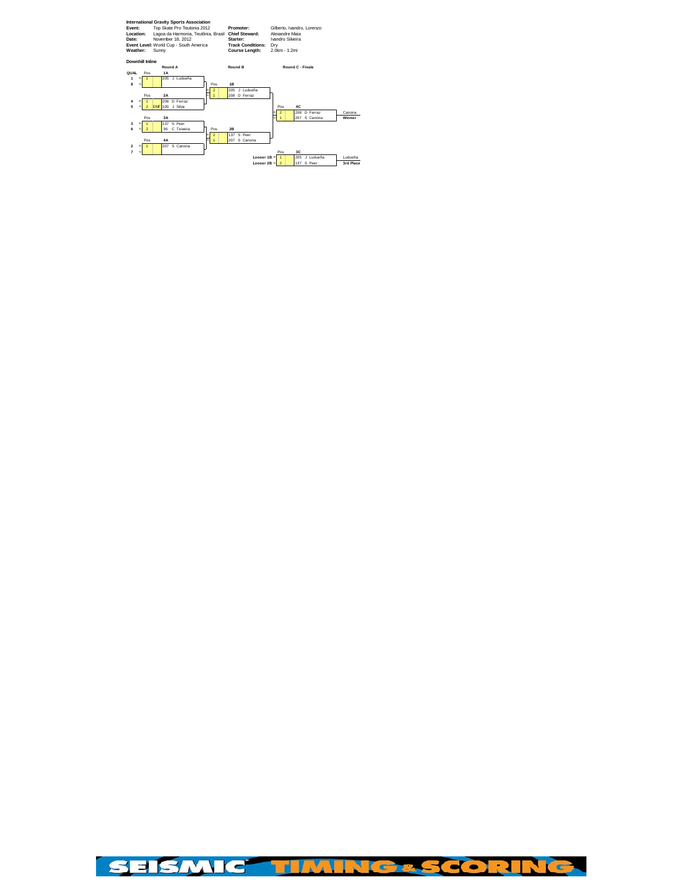**International Gravity Sports Association**

| | | | |
|---|---|---|---|
| **Event:** | Top Skate Pro Teutonia 2012 | **Promoter:** | Gilberto, Ivandro, Lorenzo |
| **Location:** | Lagoa da Harmonia, Teutônia, Brasil | **Chief Steward:** | Alexandre Maia |
| **Date:** | November 18, 2012 | **Starter:** | Ivandro Silveira |
| **Event Level:** | World Cup - South America | **Track Conditions:** | Dry |
| **Weather:** | Sunny | **Course Length:** | 2.0km - 1.2mi |

**Downhill Inline**

**Round A**

| QUAL | | Pos | | Heat | Rider |
|---|---|---|---|---|---|
| 1 | R | 1 | | 1A | 205 J Ludueña |
| 8 | G | | | 1A | |
| 4 | R | 1 | | 2A | 208 D Ferraz |
| 5 | G | 2 | DNF | 2A | 100 J Silva |
| 3 | R | 1 | | 3A | 137 S Peer |
| 6 | G | 2 | | 3A | 96 C Teixeira |
| 2 | R | 1 | | 4A | 207 S Canona |
| 7 | G | | | 4A | |

**Round B**

| | Pos | Heat | Rider |
|---|---|---|---|
| R | 2 | 1B | 205 J Ludueña |
| G | 1 | 1B | 208 D Ferraz |
| R | 2 | 2B | 137 S Peer |
| G | 1 | 2B | 207 S Canona |

**Round C - Finale**

| | | Pos | Heat | Rider | Result |
|---|---|---|---|---|---|
| | R | 2 | 4C | 208 D Ferraz | Canona |
| | G | 1 | 4C | 207 S Canona | **Winner** |
| Looser 1B | R | 1 | 3C | 205 J Ludueña | Ludueña |
| Looser 2B | G | 2 | 3C | 137 S Peer | **3rd Place** |

SEISMIC TIMING & SCORING